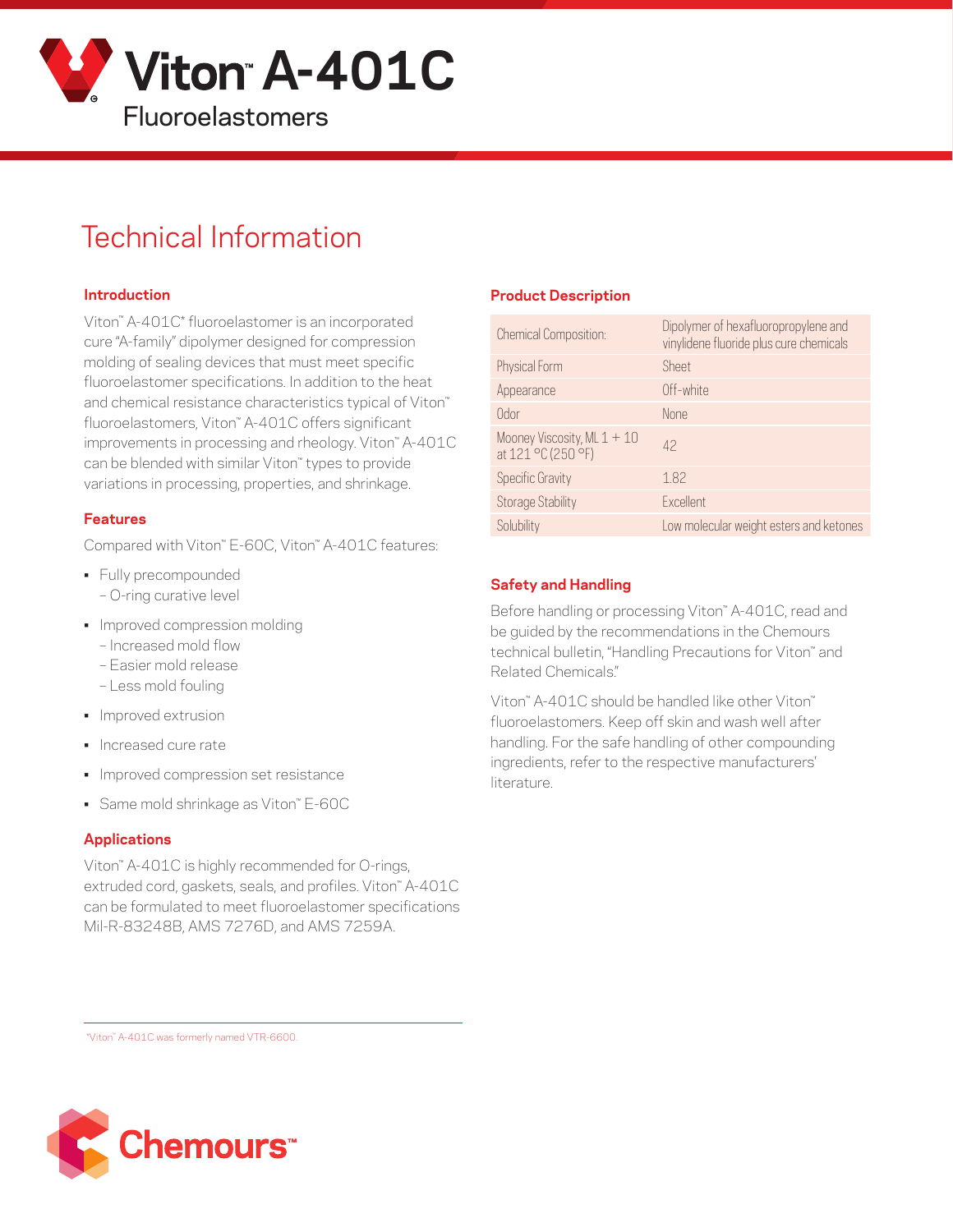# Viton™ A-401C

## Fluoroelastomers

# Technical Information

### Introduction

Viton™ A-401C* fluoroelastomer is an incorporated cure "A-family" dipolymer designed for compression molding of sealing devices that must meet specific fluoroelastomer specifications. In addition to the heat and chemical resistance characteristics typical of Viton™ fluoroelastomers, Viton™ A-401C offers significant improvements in processing and rheology. Viton™ A-401C can be blended with similar Viton™ types to provide variations in processing, properties, and shrinkage.

### Features

Compared with Viton™ E-60C, Viton™ A-401C features:

- Fully precompounded
  - O-ring curative level
- Improved compression molding
  - Increased mold flow
  - Easier mold release
  - Less mold fouling
- Improved extrusion
- Increased cure rate
- Improved compression set resistance
- Same mold shrinkage as Viton™ E-60C

### Applications

Viton™ A-401C is highly recommended for O-rings, extruded cord, gaskets, seals, and profiles. Viton™ A-401C can be formulated to meet fluoroelastomer specifications Mil-R-83248B, AMS 7276D, and AMS 7259A.

### Product Description

| | |
|---|---|
| Chemical Composition: | Dipolymer of hexafluoropropylene and vinylidene fluoride plus cure chemicals |
| Physical Form | Sheet |
| Appearance | Off-white |
| Odor | None |
| Mooney Viscosity, ML 1 + 10 at 121 °C (250 °F) | 42 |
| Specific Gravity | 1.82 |
| Storage Stability | Excellent |
| Solubility | Low molecular weight esters and ketones |

### Safety and Handling

Before handling or processing Viton™ A-401C, read and be guided by the recommendations in the Chemours technical bulletin, "Handling Precautions for Viton™ and Related Chemicals."

Viton™ A-401C should be handled like other Viton™ fluoroelastomers. Keep off skin and wash well after handling. For the safe handling of other compounding ingredients, refer to the respective manufacturers' literature.

*Viton™ A-401C was formerly named VTR-6600.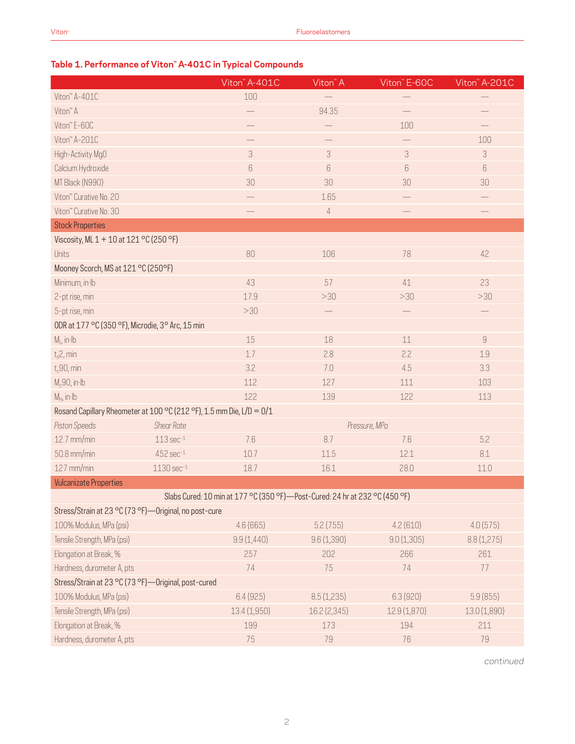### Table 1. Performance of Viton™ A-401C in Typical Compounds

| | | Viton™ A-401C | Viton™ A | Viton™ E-60C | Viton™ A-201C |
|---|---|---|---|---|---|
| Viton™ A-401C | | 100 | — | — | — |
| Viton™ A | | — | 94.35 | — | — |
| Viton™ E-60C | | — | — | 100 | — |
| Viton™ A-201C | | — | — | — | 100 |
| High-Activity MgO | | 3 | 3 | 3 | 3 |
| Calcium Hydroxide | | 6 | 6 | 6 | 6 |
| MT Black (N990) | | 30 | 30 | 30 | 30 |
| Viton™ Curative No. 20 | | — | 1.65 | — | — |
| Viton™ Curative No. 30 | | — | 4 | — | — |
| **Stock Properties** | | | | | |
| Viscosity, ML 1 + 10 at 121 °C (250 °F) | | | | | |
| Units | | 80 | 106 | 78 | 42 |
| Mooney Scorch, MS at 121 °C (250°F) | | | | | |
| Minimum, in·lb | | 43 | 57 | 41 | 23 |
| 2-pt rise, min | | 17.9 | >30 | >30 | >30 |
| 5-pt rise, min | | >30 | — | — | — |
| ODR at 177 °C (350 °F), Microdie, 3° Arc, 15 min | | | | | |
| $M_L$, in·lb | | 15 | 18 | 11 | 9 |
| $t_s2$, min | | 1.7 | 2.8 | 2.2 | 1.9 |
| $t_c90$, min | | 3.2 | 7.0 | 4.5 | 3.3 |
| $M_c90$, in·lb | | 112 | 127 | 111 | 103 |
| $M_H$, in·lb | | 122 | 139 | 122 | 113 |
| Rosand Capillary Rheometer at 100 °C (212 °F), 1.5 mm Die, L/D = 0/1 | | | | | |
| *Piston Speeds* | *Shear Rate* | | *Pressure, MPa* | | |
| 12.7 mm/min | 113 $sec^{-1}$ | 7.6 | 8.7 | 7.6 | 5.2 |
| 50.8 mm/min | 452 $sec^{-1}$ | 10.7 | 11.5 | 12.1 | 8.1 |
| 127 mm/min | 1130 $sec^{-1}$ | 18.7 | 16.1 | 28.0 | 11.0 |
| **Vulcanizate Properties** | | | | | |
| Slabs Cured: 10 min at 177 °C (350 °F)—Post-Cured: 24 hr at 232 °C (450 °F) | | | | | |
| Stress/Strain at 23 °C (73 °F)—Original, no post-cure | | | | | |
| 100% Modulus, MPa (psi) | | 4.6 (665) | 5.2 (755) | 4.2 (610) | 4.0 (575) |
| Tensile Strength, MPa (psi) | | 9.9 (1,440) | 9.6 (1,390) | 9.0 (1,305) | 8.8 (1,275) |
| Elongation at Break, % | | 257 | 202 | 266 | 261 |
| Hardness, durometer A, pts | | 74 | 75 | 74 | 77 |
| Stress/Strain at 23 °C (73 °F)—Original, post-cured | | | | | |
| 100% Modulus, MPa (psi) | | 6.4 (925) | 8.5 (1,235) | 6.3 (920) | 5.9 (855) |
| Tensile Strength, MPa (psi) | | 13.4 (1,950) | 16.2 (2,345) | 12.9 (1,870) | 13.0 (1,890) |
| Elongation at Break, % | | 199 | 173 | 194 | 211 |
| Hardness, durometer A, pts | | 75 | 79 | 76 | 79 |

*continued*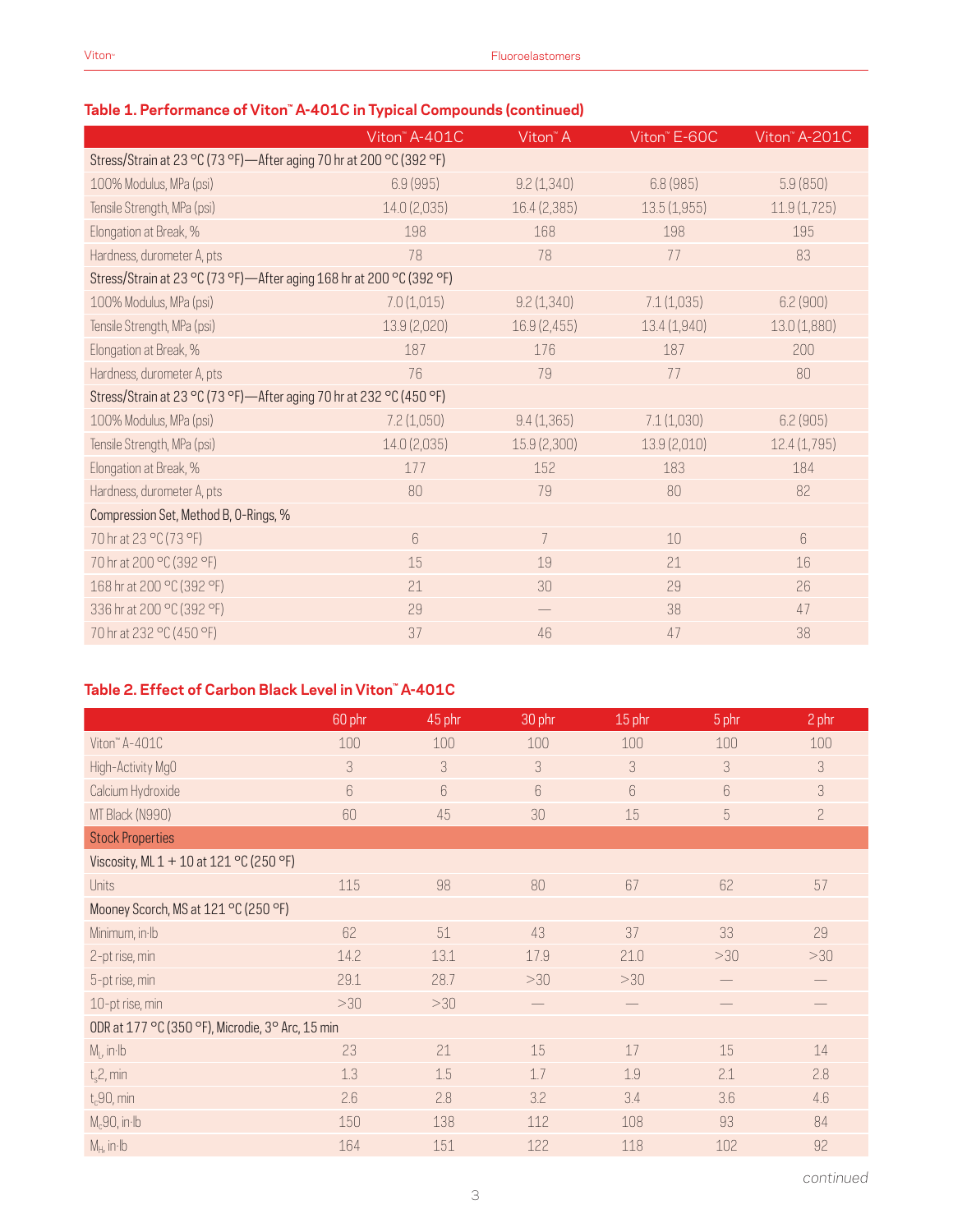### Table 1. Performance of Viton™ A-401C in Typical Compounds (continued)

| | Viton™ A-401C | Viton™ A | Viton™ E-60C | Viton™ A-201C |
|---|---|---|---|---|
| Stress/Strain at 23 °C (73 °F)—After aging 70 hr at 200 °C (392 °F) | | | | |
| 100% Modulus, MPa (psi) | 6.9 (995) | 9.2 (1,340) | 6.8 (985) | 5.9 (850) |
| Tensile Strength, MPa (psi) | 14.0 (2,035) | 16.4 (2,385) | 13.5 (1,955) | 11.9 (1,725) |
| Elongation at Break, % | 198 | 168 | 198 | 195 |
| Hardness, durometer A, pts | 78 | 78 | 77 | 83 |
| Stress/Strain at 23 °C (73 °F)—After aging 168 hr at 200 °C (392 °F) | | | | |
| 100% Modulus, MPa (psi) | 7.0 (1,015) | 9.2 (1,340) | 7.1 (1,035) | 6.2 (900) |
| Tensile Strength, MPa (psi) | 13.9 (2,020) | 16.9 (2,455) | 13.4 (1,940) | 13.0 (1,880) |
| Elongation at Break, % | 187 | 176 | 187 | 200 |
| Hardness, durometer A, pts | 76 | 79 | 77 | 80 |
| Stress/Strain at 23 °C (73 °F)—After aging 70 hr at 232 °C (450 °F) | | | | |
| 100% Modulus, MPa (psi) | 7.2 (1,050) | 9.4 (1,365) | 7.1 (1,030) | 6.2 (905) |
| Tensile Strength, MPa (psi) | 14.0 (2,035) | 15.9 (2,300) | 13.9 (2,010) | 12.4 (1,795) |
| Elongation at Break, % | 177 | 152 | 183 | 184 |
| Hardness, durometer A, pts | 80 | 79 | 80 | 82 |
| Compression Set, Method B, O-Rings, % | | | | |
| 70 hr at 23 °C (73 °F) | 6 | 7 | 10 | 6 |
| 70 hr at 200 °C (392 °F) | 15 | 19 | 21 | 16 |
| 168 hr at 200 °C (392 °F) | 21 | 30 | 29 | 26 |
| 336 hr at 200 °C (392 °F) | 29 | — | 38 | 47 |
| 70 hr at 232 °C (450 °F) | 37 | 46 | 47 | 38 |

### Table 2. Effect of Carbon Black Level in Viton™ A-401C

| | 60 phr | 45 phr | 30 phr | 15 phr | 5 phr | 2 phr |
|---|---|---|---|---|---|---|
| Viton™ A-401C | 100 | 100 | 100 | 100 | 100 | 100 |
| High-Activity MgO | 3 | 3 | 3 | 3 | 3 | 3 |
| Calcium Hydroxide | 6 | 6 | 6 | 6 | 6 | 3 |
| MT Black (N990) | 60 | 45 | 30 | 15 | 5 | 2 |
| **Stock Properties** | | | | | | |
| Viscosity, ML 1 + 10 at 121 °C (250 °F) | | | | | | |
| Units | 115 | 98 | 80 | 67 | 62 | 57 |
| Mooney Scorch, MS at 121 °C (250 °F) | | | | | | |
| Minimum, in·lb | 62 | 51 | 43 | 37 | 33 | 29 |
| 2-pt rise, min | 14.2 | 13.1 | 17.9 | 21.0 | >30 | >30 |
| 5-pt rise, min | 29.1 | 28.7 | >30 | >30 | — | — |
| 10-pt rise, min | >30 | >30 | — | — | — | — |
| ODR at 177 °C (350 °F), Microdie, 3° Arc, 15 min | | | | | | |
| $M_L$, in·lb | 23 | 21 | 15 | 17 | 15 | 14 |
| $t_s2$, min | 1.3 | 1.5 | 1.7 | 1.9 | 2.1 | 2.8 |
| $t_c90$, min | 2.6 | 2.8 | 3.2 | 3.4 | 3.6 | 4.6 |
| $M_c90$, in·lb | 150 | 138 | 112 | 108 | 93 | 84 |
| $M_H$, in·lb | 164 | 151 | 122 | 118 | 102 | 92 |

*continued*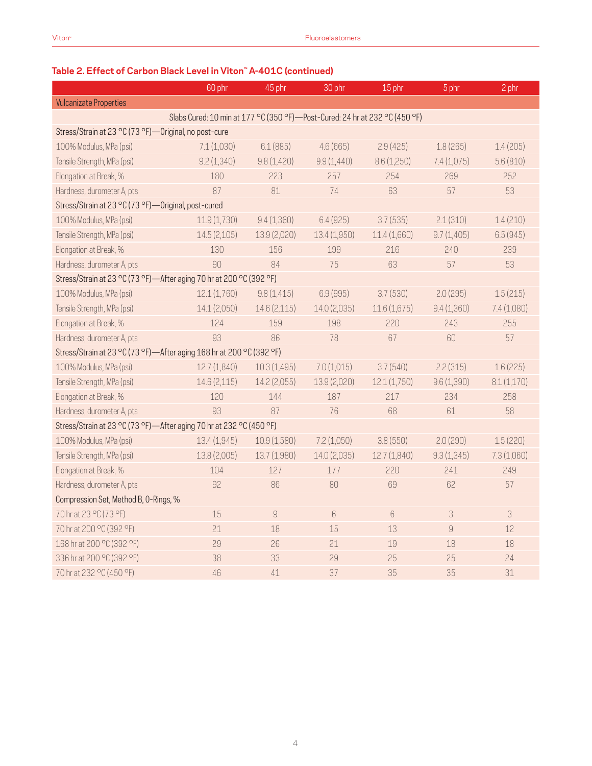## Table 2. Effect of Carbon Black Level in Viton™ A-401C (continued)

| | 60 phr | 45 phr | 30 phr | 15 phr | 5 phr | 2 phr |
|---|---|---|---|---|---|---|
| **Vulcanizate Properties** | | | | | | |
| Slabs Cured: 10 min at 177 °C (350 °F)—Post-Cured: 24 hr at 232 °C (450 °F) | | | | | | |
| Stress/Strain at 23 °C (73 °F)—Original, no post-cure | | | | | | |
| 100% Modulus, MPa (psi) | 7.1 (1,030) | 6.1 (885) | 4.6 (665) | 2.9 (425) | 1.8 (265) | 1.4 (205) |
| Tensile Strength, MPa (psi) | 9.2 (1,340) | 9.8 (1,420) | 9.9 (1,440) | 8.6 (1,250) | 7.4 (1,075) | 5.6 (810) |
| Elongation at Break, % | 180 | 223 | 257 | 254 | 269 | 252 |
| Hardness, durometer A, pts | 87 | 81 | 74 | 63 | 57 | 53 |
| Stress/Strain at 23 °C (73 °F)—Original, post-cured | | | | | | |
| 100% Modulus, MPa (psi) | 11.9 (1,730) | 9.4 (1,360) | 6.4 (925) | 3.7 (535) | 2.1 (310) | 1.4 (210) |
| Tensile Strength, MPa (psi) | 14.5 (2,105) | 13.9 (2,020) | 13.4 (1,950) | 11.4 (1,660) | 9.7 (1,405) | 6.5 (945) |
| Elongation at Break, % | 130 | 156 | 199 | 216 | 240 | 239 |
| Hardness, durometer A, pts | 90 | 84 | 75 | 63 | 57 | 53 |
| Stress/Strain at 23 °C (73 °F)—After aging 70 hr at 200 °C (392 °F) | | | | | | |
| 100% Modulus, MPa (psi) | 12.1 (1,760) | 9.8 (1,415) | 6.9 (995) | 3.7 (530) | 2.0 (295) | 1.5 (215) |
| Tensile Strength, MPa (psi) | 14.1 (2,050) | 14.6 (2,115) | 14.0 (2,035) | 11.6 (1,675) | 9.4 (1,360) | 7.4 (1,080) |
| Elongation at Break, % | 124 | 159 | 198 | 220 | 243 | 255 |
| Hardness, durometer A, pts | 93 | 86 | 78 | 67 | 60 | 57 |
| Stress/Strain at 23 °C (73 °F)—After aging 168 hr at 200 °C (392 °F) | | | | | | |
| 100% Modulus, MPa (psi) | 12.7 (1,840) | 10.3 (1,495) | 7.0 (1,015) | 3.7 (540) | 2.2 (315) | 1.6 (225) |
| Tensile Strength, MPa (psi) | 14.6 (2,115) | 14.2 (2,055) | 13.9 (2,020) | 12.1 (1,750) | 9.6 (1,390) | 8.1 (1,170) |
| Elongation at Break, % | 120 | 144 | 187 | 217 | 234 | 258 |
| Hardness, durometer A, pts | 93 | 87 | 76 | 68 | 61 | 58 |
| Stress/Strain at 23 °C (73 °F)—After aging 70 hr at 232 °C (450 °F) | | | | | | |
| 100% Modulus, MPa (psi) | 13.4 (1,945) | 10.9 (1,580) | 7.2 (1,050) | 3.8 (550) | 2.0 (290) | 1.5 (220) |
| Tensile Strength, MPa (psi) | 13.8 (2,005) | 13.7 (1,980) | 14.0 (2,035) | 12.7 (1,840) | 9.3 (1,345) | 7.3 (1,060) |
| Elongation at Break, % | 104 | 127 | 177 | 220 | 241 | 249 |
| Hardness, durometer A, pts | 92 | 86 | 80 | 69 | 62 | 57 |
| Compression Set, Method B, O-Rings, % | | | | | | |
| 70 hr at 23 °C (73 °F) | 15 | 9 | 6 | 6 | 3 | 3 |
| 70 hr at 200 °C (392 °F) | 21 | 18 | 15 | 13 | 9 | 12 |
| 168 hr at 200 °C (392 °F) | 29 | 26 | 21 | 19 | 18 | 18 |
| 336 hr at 200 °C (392 °F) | 38 | 33 | 29 | 25 | 25 | 24 |
| 70 hr at 232 °C (450 °F) | 46 | 41 | 37 | 35 | 35 | 31 |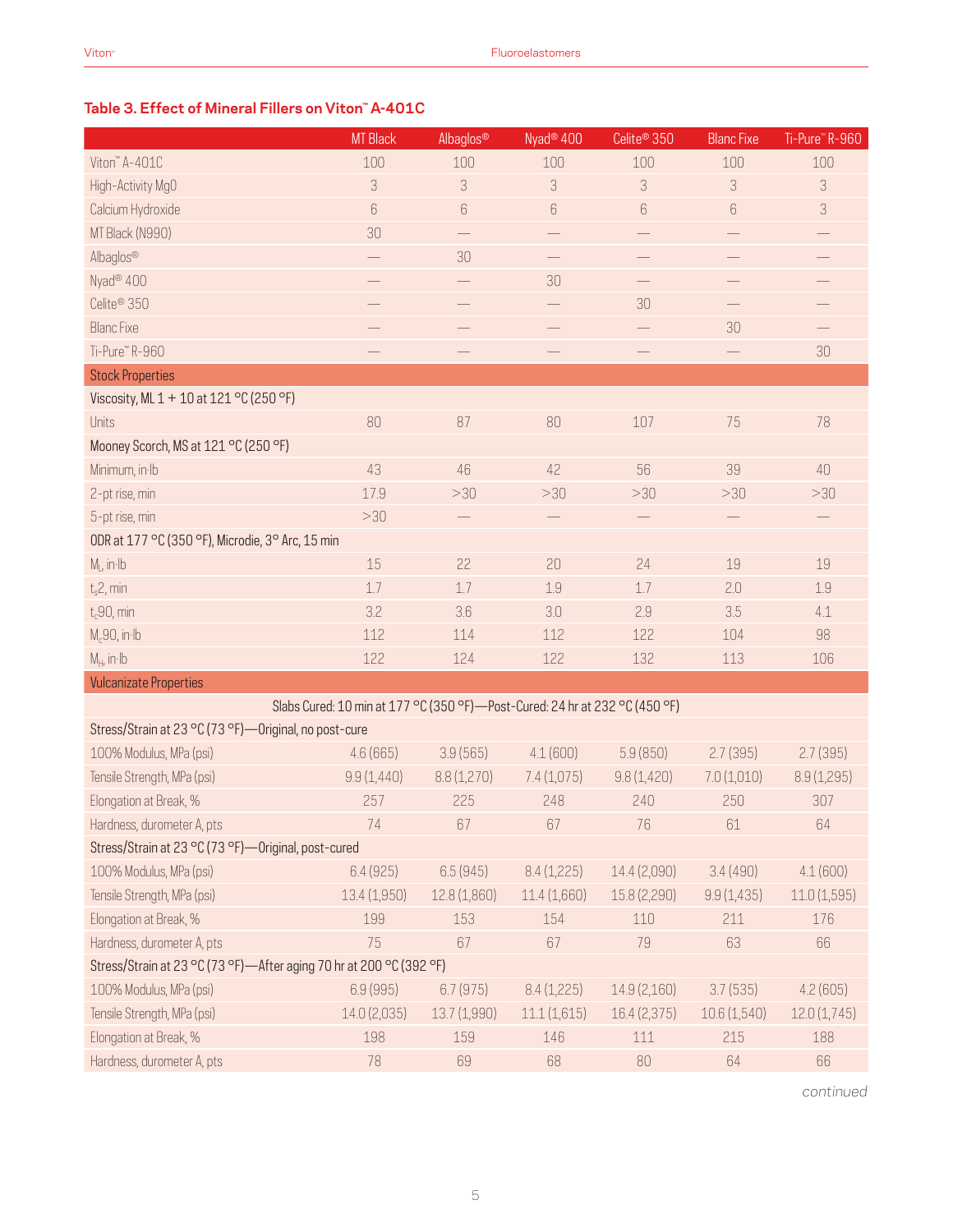## Table 3. Effect of Mineral Fillers on Viton™ A-401C

| | MT Black | Albaglos® | Nyad® 400 | Celite® 350 | Blanc Fixe | Ti-Pure™ R-960 |
|---|---|---|---|---|---|---|
| Viton™ A-401C | 100 | 100 | 100 | 100 | 100 | 100 |
| High-Activity MgO | 3 | 3 | 3 | 3 | 3 | 3 |
| Calcium Hydroxide | 6 | 6 | 6 | 6 | 6 | 3 |
| MT Black (N990) | 30 | — | — | — | — | — |
| Albaglos® | — | 30 | — | — | — | — |
| Nyad® 400 | — | — | 30 | — | — | — |
| Celite® 350 | — | — | — | 30 | — | — |
| Blanc Fixe | — | — | — | — | 30 | — |
| Ti-Pure™ R-960 | — | — | — | — | — | 30 |
| **Stock Properties** | | | | | | |
| Viscosity, ML 1 + 10 at 121 °C (250 °F) | | | | | | |
| Units | 80 | 87 | 80 | 107 | 75 | 78 |
| Mooney Scorch, MS at 121 °C (250 °F) | | | | | | |
| Minimum, in·lb | 43 | 46 | 42 | 56 | 39 | 40 |
| 2-pt rise, min | 17.9 | >30 | >30 | >30 | >30 | >30 |
| 5-pt rise, min | >30 | — | — | — | — | — |
| ODR at 177 °C (350 °F), Microdie, 3° Arc, 15 min | | | | | | |
| $M_L$, in·lb | 15 | 22 | 20 | 24 | 19 | 19 |
| $t_s2$, min | 1.7 | 1.7 | 1.9 | 1.7 | 2.0 | 1.9 |
| $t_c90$, min | 3.2 | 3.6 | 3.0 | 2.9 | 3.5 | 4.1 |
| $M_c90$, in·lb | 112 | 114 | 112 | 122 | 104 | 98 |
| $M_H$, in·lb | 122 | 124 | 122 | 132 | 113 | 106 |
| **Vulcanizate Properties** | | | | | | |
| Slabs Cured: 10 min at 177 °C (350 °F)—Post-Cured: 24 hr at 232 °C (450 °F) | | | | | | |
| Stress/Strain at 23 °C (73 °F)—Original, no post-cure | | | | | | |
| 100% Modulus, MPa (psi) | 4.6 (665) | 3.9 (565) | 4.1 (600) | 5.9 (850) | 2.7 (395) | 2.7 (395) |
| Tensile Strength, MPa (psi) | 9.9 (1,440) | 8.8 (1,270) | 7.4 (1,075) | 9.8 (1,420) | 7.0 (1,010) | 8.9 (1,295) |
| Elongation at Break, % | 257 | 225 | 248 | 240 | 250 | 307 |
| Hardness, durometer A, pts | 74 | 67 | 67 | 76 | 61 | 64 |
| Stress/Strain at 23 °C (73 °F)—Original, post-cured | | | | | | |
| 100% Modulus, MPa (psi) | 6.4 (925) | 6.5 (945) | 8.4 (1,225) | 14.4 (2,090) | 3.4 (490) | 4.1 (600) |
| Tensile Strength, MPa (psi) | 13.4 (1,950) | 12.8 (1,860) | 11.4 (1,660) | 15.8 (2,290) | 9.9 (1,435) | 11.0 (1,595) |
| Elongation at Break, % | 199 | 153 | 154 | 110 | 211 | 176 |
| Hardness, durometer A, pts | 75 | 67 | 67 | 79 | 63 | 66 |
| Stress/Strain at 23 °C (73 °F)—After aging 70 hr at 200 °C (392 °F) | | | | | | |
| 100% Modulus, MPa (psi) | 6.9 (995) | 6.7 (975) | 8.4 (1,225) | 14.9 (2,160) | 3.7 (535) | 4.2 (605) |
| Tensile Strength, MPa (psi) | 14.0 (2,035) | 13.7 (1,990) | 11.1 (1,615) | 16.4 (2,375) | 10.6 (1,540) | 12.0 (1,745) |
| Elongation at Break, % | 198 | 159 | 146 | 111 | 215 | 188 |
| Hardness, durometer A, pts | 78 | 69 | 68 | 80 | 64 | 66 |

*continued*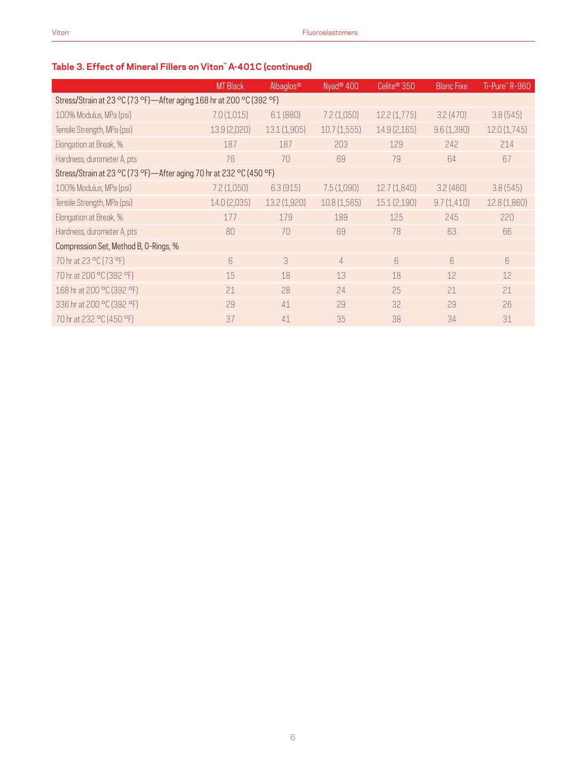### Table 3. Effect of Mineral Fillers on Viton™ A-401C (continued)

| | MT Black | Albaglos® | Nyad® 400 | Celite® 350 | Blanc Fixe | Ti-Pure™ R-960 |
|---|---|---|---|---|---|---|
| Stress/Strain at 23 °C (73 °F)—After aging 168 hr at 200 °C (392 °F) | | | | | | |
| 100% Modulus, MPa (psi) | 7.0 (1,015) | 6.1 (880) | 7.2 (1,050) | 12.2 (1,775) | 3.2 (470) | 3.8 (545) |
| Tensile Strength, MPa (psi) | 13.9 (2,020) | 13.1 (1,905) | 10.7 (1,555) | 14.9 (2,165) | 9.6 (1,390) | 12.0 (1,745) |
| Elongation at Break, % | 187 | 187 | 203 | 129 | 242 | 214 |
| Hardness, durometer A, pts | 76 | 70 | 69 | 79 | 64 | 67 |
| Stress/Strain at 23 °C (73 °F)—After aging 70 hr at 232 °C (450 °F) | | | | | | |
| 100% Modulus, MPa (psi) | 7.2 (1,050) | 6.3 (915) | 7.5 (1,090) | 12.7 (1,840) | 3.2 (460) | 3.8 (545) |
| Tensile Strength, MPa (psi) | 14.0 (2,035) | 13.2 (1,920) | 10.8 (1,565) | 15.1 (2,190) | 9.7 (1,410) | 12.8 (1,860) |
| Elongation at Break, % | 177 | 179 | 189 | 125 | 245 | 220 |
| Hardness, durometer A, pts | 80 | 70 | 69 | 78 | 63 | 66 |
| Compression Set, Method B, O-Rings, % | | | | | | |
| 70 hr at 23 °C (73 °F) | 6 | 3 | 4 | 6 | 6 | 6 |
| 70 hr at 200 °C (392 °F) | 15 | 18 | 13 | 18 | 12 | 12 |
| 168 hr at 200 °C (392 °F) | 21 | 28 | 24 | 25 | 21 | 21 |
| 336 hr at 200 °C (392 °F) | 29 | 41 | 29 | 32 | 29 | 26 |
| 70 hr at 232 °C (450 °F) | 37 | 41 | 35 | 38 | 34 | 31 |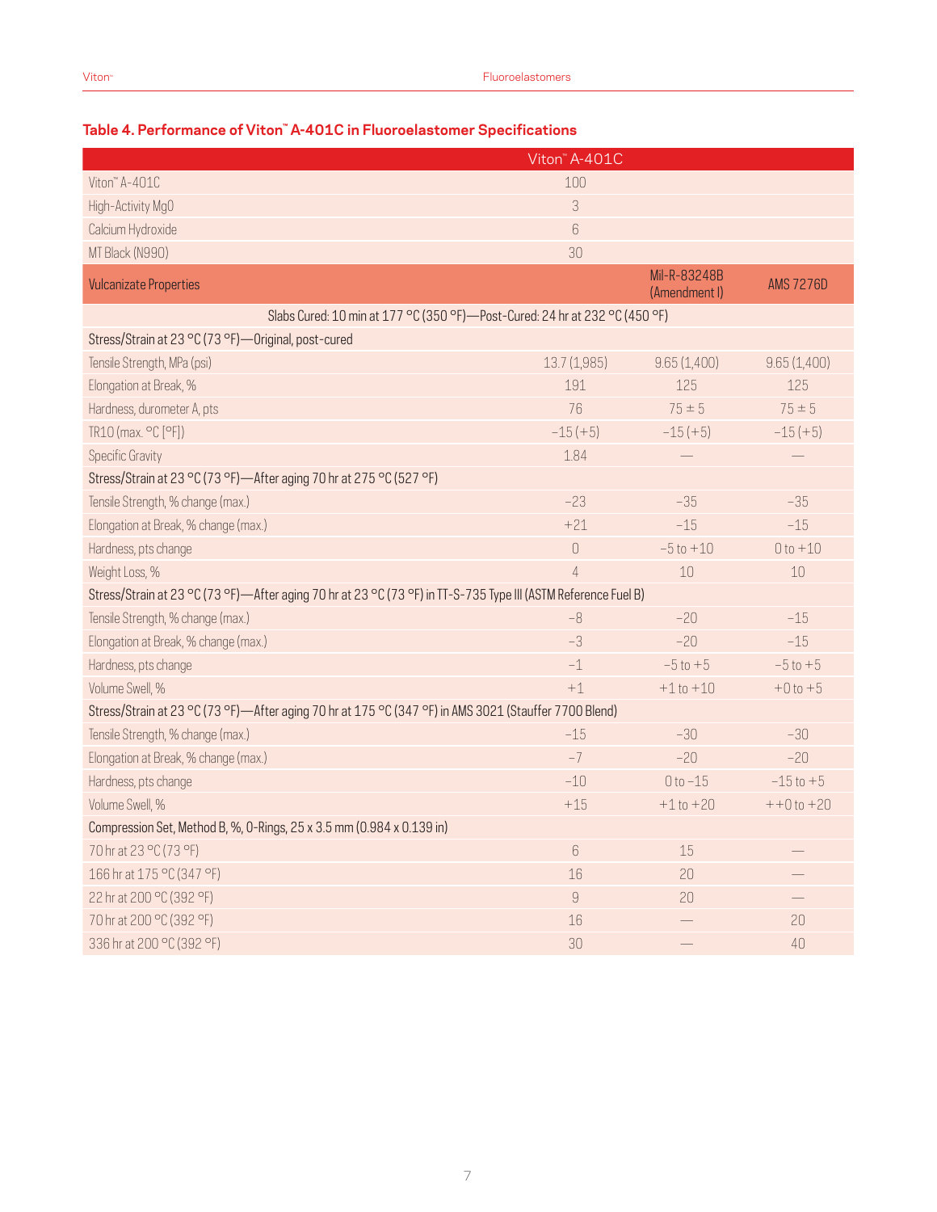## Table 4. Performance of Viton™ A-401C in Fluoroelastomer Specifications

| | Viton™ A-401C | | |
|---|---|---|---|
| Viton™ A-401C | 100 | | |
| High-Activity MgO | 3 | | |
| Calcium Hydroxide | 6 | | |
| MT Black (N990) | 30 | | |
| **Vulcanizate Properties** | | **Mil-R-83248B (Amendment I)** | **AMS 7276D** |
| Slabs Cured: 10 min at 177 °C (350 °F)—Post-Cured: 24 hr at 232 °C (450 °F) | | | |
| Stress/Strain at 23 °C (73 °F)—Original, post-cured | | | |
| Tensile Strength, MPa (psi) | 13.7 (1,985) | 9.65 (1,400) | 9.65 (1,400) |
| Elongation at Break, % | 191 | 125 | 125 |
| Hardness, durometer A, pts | 76 | 75 ± 5 | 75 ± 5 |
| TR10 (max. °C [°F]) | –15 (+5) | –15 (+5) | –15 (+5) |
| Specific Gravity | 1.84 | — | — |
| Stress/Strain at 23 °C (73 °F)—After aging 70 hr at 275 °C (527 °F) | | | |
| Tensile Strength, % change (max.) | –23 | –35 | –35 |
| Elongation at Break, % change (max.) | +21 | –15 | –15 |
| Hardness, pts change | 0 | –5 to +10 | 0 to +10 |
| Weight Loss, % | 4 | 10 | 10 |
| Stress/Strain at 23 °C (73 °F)—After aging 70 hr at 23 °C (73 °F) in TT-S-735 Type III (ASTM Reference Fuel B) | | | |
| Tensile Strength, % change (max.) | –8 | –20 | –15 |
| Elongation at Break, % change (max.) | –3 | –20 | –15 |
| Hardness, pts change | –1 | –5 to +5 | –5 to +5 |
| Volume Swell, % | +1 | +1 to +10 | +0 to +5 |
| Stress/Strain at 23 °C (73 °F)—After aging 70 hr at 175 °C (347 °F) in AMS 3021 (Stauffer 7700 Blend) | | | |
| Tensile Strength, % change (max.) | –15 | –30 | –30 |
| Elongation at Break, % change (max.) | –7 | –20 | –20 |
| Hardness, pts change | –10 | 0 to –15 | –15 to +5 |
| Volume Swell, % | +15 | +1 to +20 | ++0 to +20 |
| Compression Set, Method B, %, O-Rings, 25 x 3.5 mm (0.984 x 0.139 in) | | | |
| 70 hr at 23 °C (73 °F) | 6 | 15 | — |
| 166 hr at 175 °C (347 °F) | 16 | 20 | — |
| 22 hr at 200 °C (392 °F) | 9 | 20 | — |
| 70 hr at 200 °C (392 °F) | 16 | — | 20 |
| 336 hr at 200 °C (392 °F) | 30 | — | 40 |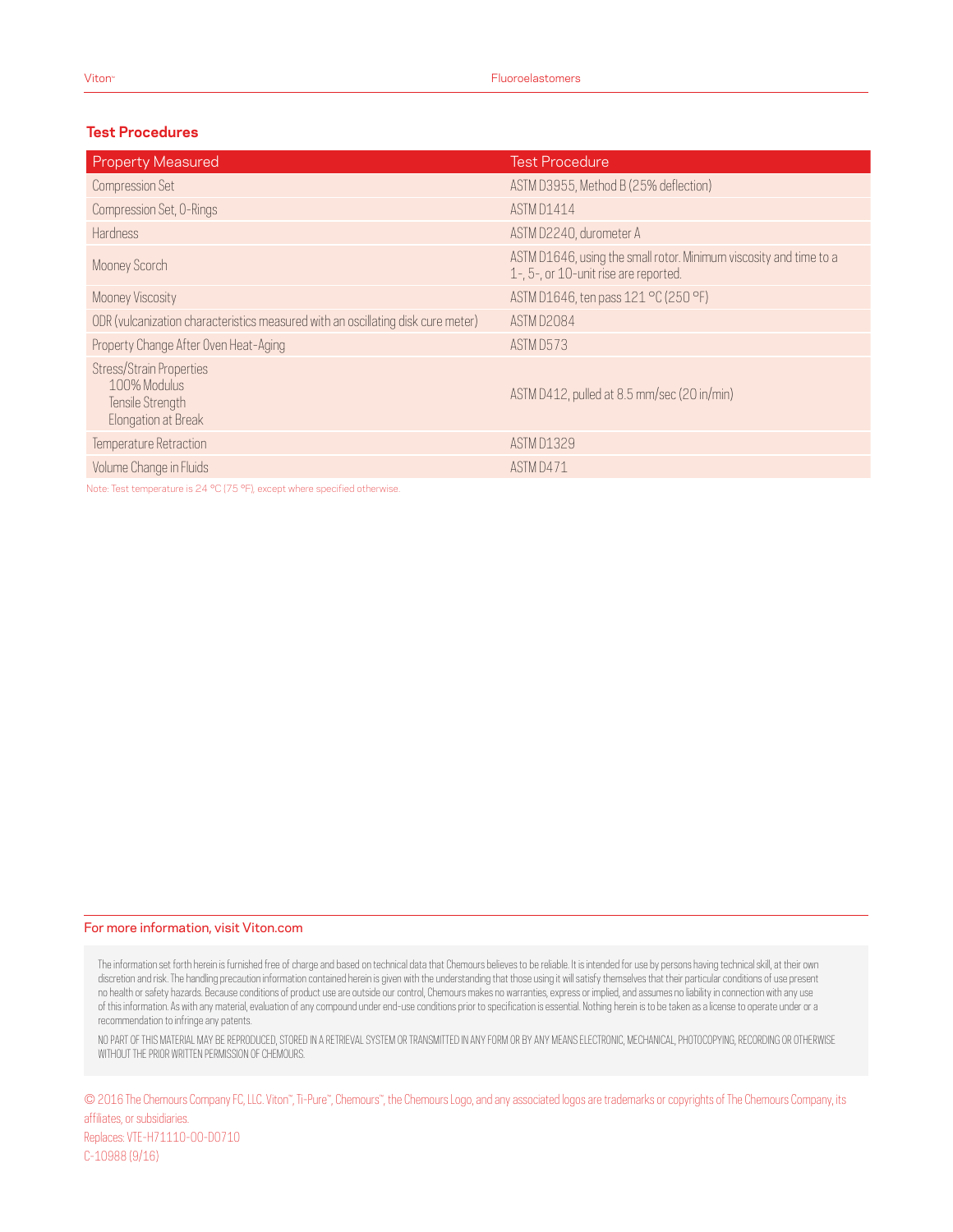## Test Procedures

| Property Measured | Test Procedure |
|---|---|
| Compression Set | ASTM D3955, Method B (25% deflection) |
| Compression Set, O-Rings | ASTM D1414 |
| Hardness | ASTM D2240, durometer A |
| Mooney Scorch | ASTM D1646, using the small rotor. Minimum viscosity and time to a 1-, 5-, or 10-unit rise are reported. |
| Mooney Viscosity | ASTM D1646, ten pass 121 °C (250 °F) |
| ODR (vulcanization characteristics measured with an oscillating disk cure meter) | ASTM D2084 |
| Property Change After Oven Heat-Aging | ASTM D573 |
| Stress/Strain Properties<br>100% Modulus<br>Tensile Strength<br>Elongation at Break | ASTM D412, pulled at 8.5 mm/sec (20 in/min) |
| Temperature Retraction | ASTM D1329 |
| Volume Change in Fluids | ASTM D471 |

Note: Test temperature is 24 °C (75 °F), except where specified otherwise.

For more information, visit Viton.com

The information set forth herein is furnished free of charge and based on technical data that Chemours believes to be reliable. It is intended for use by persons having technical skill, at their own discretion and risk. The handling precaution information contained herein is given with the understanding that those using it will satisfy themselves that their particular conditions of use present no health or safety hazards. Because conditions of product use are outside our control, Chemours makes no warranties, express or implied, and assumes no liability in connection with any use of this information. As with any material, evaluation of any compound under end-use conditions prior to specification is essential. Nothing herein is to be taken as a license to operate under or a recommendation to infringe any patents.

NO PART OF THIS MATERIAL MAY BE REPRODUCED, STORED IN A RETRIEVAL SYSTEM OR TRANSMITTED IN ANY FORM OR BY ANY MEANS ELECTRONIC, MECHANICAL, PHOTOCOPYING, RECORDING OR OTHERWISE WITHOUT THE PRIOR WRITTEN PERMISSION OF CHEMOURS.

© 2016 The Chemours Company FC, LLC. Viton™, Ti-Pure™, Chemours™, the Chemours Logo, and any associated logos are trademarks or copyrights of The Chemours Company, its affiliates, or subsidiaries.

Replaces: VTE-H71110-00-D0710

C-10988 (9/16)